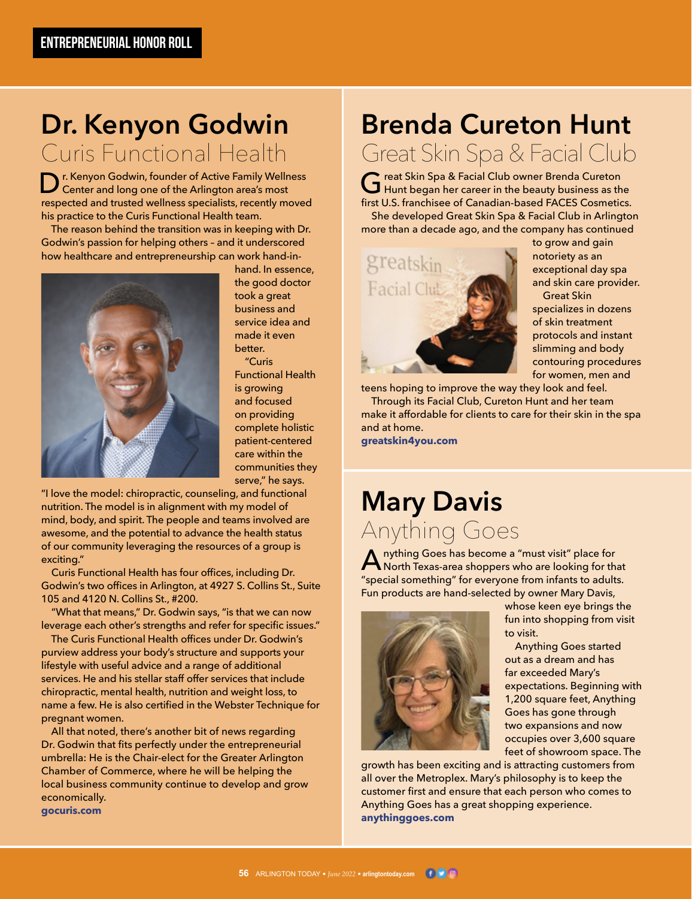ENTREPRENEURIAL HONOR ROLL

# Dr. Kenyon Godwin

## Curis Functional Health

Dr. Kenyon Godwin, founder of Active Family Wellness Center and long one of the Arlington area's most respected and trusted wellness specialists, recently moved his practice to the Curis Functional Health team.

The reason behind the transition was in keeping with Dr. Godwin's passion for helping others – and it underscored how healthcare and entrepreneurship can work hand-in-hand. In essence, the good doctor took a great business and service idea and made it even better.

"Curis Functional Health is growing and focused on providing complete holistic patient-centered care within the communities they serve," he says. "I love the model: chiropractic, counseling, and functional nutrition. The model is in alignment with my model of mind, body, and spirit. The people and teams involved are awesome, and the potential to advance the health status of our community leveraging the resources of a group is exciting."

Curis Functional Health has four offices, including Dr. Godwin's two offices in Arlington, at 4927 S. Collins St., Suite 105 and 4120 N. Collins St., #200.

"What that means," Dr. Godwin says, "is that we can now leverage each other's strengths and refer for specific issues."

The Curis Functional Health offices under Dr. Godwin's purview address your body's structure and supports your lifestyle with useful advice and a range of additional services. He and his stellar staff offer services that include chiropractic, mental health, nutrition and weight loss, to name a few. He is also certified in the Webster Technique for pregnant women.

All that noted, there's another bit of news regarding Dr. Godwin that fits perfectly under the entrepreneurial umbrella: He is the Chair-elect for the Greater Arlington Chamber of Commerce, where he will be helping the local business community continue to develop and grow economically.

**gocuris.com**

# Brenda Cureton Hunt

## Great Skin Spa & Facial Club

Great Skin Spa & Facial Club owner Brenda Cureton Hunt began her career in the beauty business as the first U.S. franchisee of Canadian-based FACES Cosmetics.

She developed Great Skin Spa & Facial Club in Arlington more than a decade ago, and the company has continued to grow and gain notoriety as an exceptional day spa and skin care provider.

Great Skin specializes in dozens of skin treatment protocols and instant slimming and body contouring procedures for women, men and teens hoping to improve the way they look and feel.

Through its Facial Club, Cureton Hunt and her team make it affordable for clients to care for their skin in the spa and at home.

**greatskin4you.com**

# Mary Davis

## Anything Goes

Anything Goes has become a "must visit" place for North Texas-area shoppers who are looking for that "special something" for everyone from infants to adults. Fun products are hand-selected by owner Mary Davis, whose keen eye brings the fun into shopping from visit to visit.

Anything Goes started out as a dream and has far exceeded Mary's expectations. Beginning with 1,200 square feet, Anything Goes has gone through two expansions and now occupies over 3,600 square feet of showroom space. The growth has been exciting and is attracting customers from all over the Metroplex. Mary's philosophy is to keep the customer first and ensure that each person who comes to Anything Goes has a great shopping experience.

**anythinggoes.com**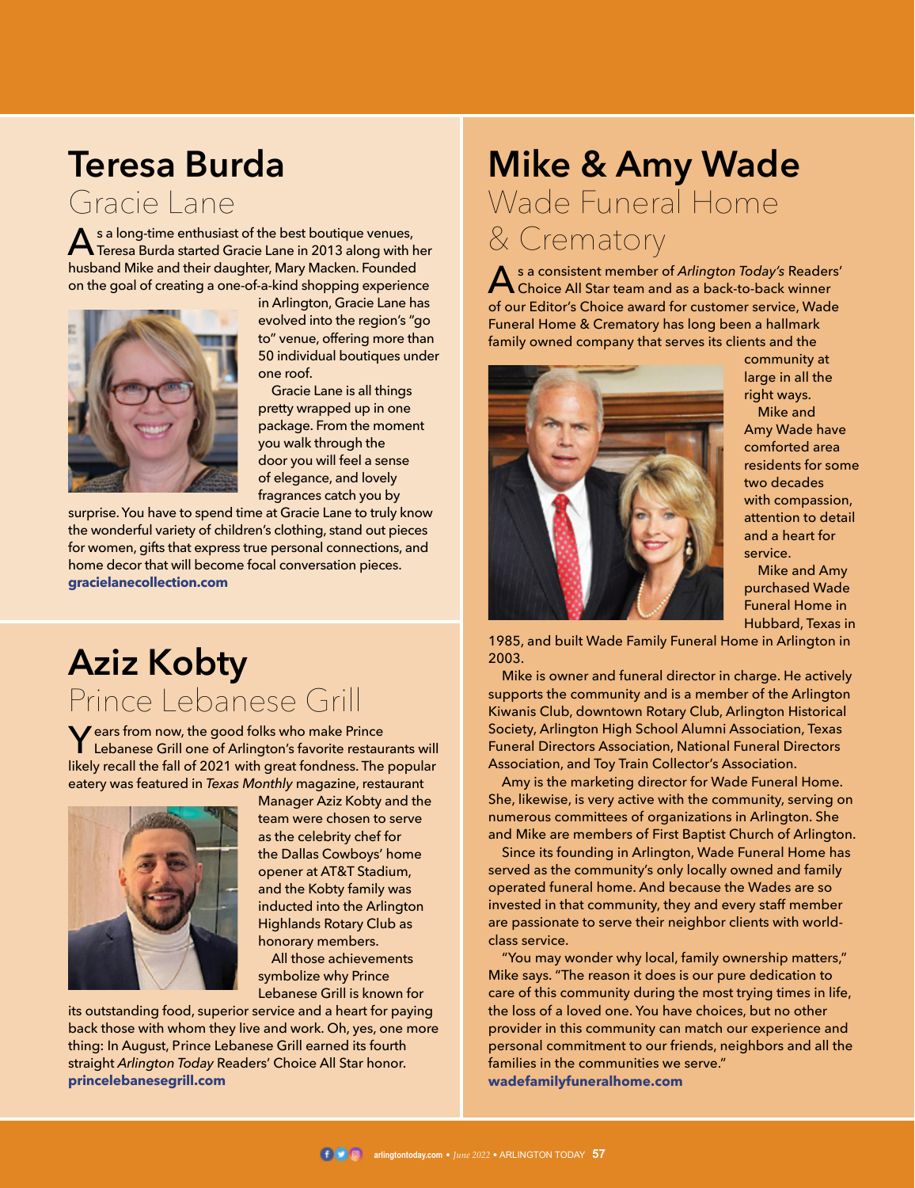# Teresa Burda

## Gracie Lane

As a long-time enthusiast of the best boutique venues, Teresa Burda started Gracie Lane in 2013 along with her husband Mike and their daughter, Mary Macken. Founded on the goal of creating a one-of-a-kind shopping experience in Arlington, Gracie Lane has evolved into the region's "go to" venue, offering more than 50 individual boutiques under one roof.

Gracie Lane is all things pretty wrapped up in one package. From the moment you walk through the door you will feel a sense of elegance, and lovely fragrances catch you by surprise. You have to spend time at Gracie Lane to truly know the wonderful variety of children's clothing, stand out pieces for women, gifts that express true personal connections, and home decor that will become focal conversation pieces.

**gracielanecollection.com**

# Aziz Kobty

## Prince Lebanese Grill

Years from now, the good folks who make Prince Lebanese Grill one of Arlington's favorite restaurants will likely recall the fall of 2021 with great fondness. The popular eatery was featured in *Texas Monthly* magazine, restaurant Manager Aziz Kobty and the team were chosen to serve as the celebrity chef for the Dallas Cowboys' home opener at AT&T Stadium, and the Kobty family was inducted into the Arlington Highlands Rotary Club as honorary members.

All those achievements symbolize why Prince Lebanese Grill is known for its outstanding food, superior service and a heart for paying back those with whom they live and work. Oh, yes, one more thing: In August, Prince Lebanese Grill earned its fourth straight *Arlington Today* Readers' Choice All Star honor.

**princelebanesegrill.com**

# Mike & Amy Wade

## Wade Funeral Home & Crematory

As a consistent member of *Arlington Today's* Readers' Choice All Star team and as a back-to-back winner of our Editor's Choice award for customer service, Wade Funeral Home & Crematory has long been a hallmark family owned company that serves its clients and the community at large in all the right ways.

Mike and Amy Wade have comforted area residents for some two decades with compassion, attention to detail and a heart for service.

Mike and Amy purchased Wade Funeral Home in Hubbard, Texas in 1985, and built Wade Family Funeral Home in Arlington in 2003.

Mike is owner and funeral director in charge. He actively supports the community and is a member of the Arlington Kiwanis Club, downtown Rotary Club, Arlington Historical Society, Arlington High School Alumni Association, Texas Funeral Directors Association, National Funeral Directors Association, and Toy Train Collector's Association.

Amy is the marketing director for Wade Funeral Home. She, likewise, is very active with the community, serving on numerous committees of organizations in Arlington. She and Mike are members of First Baptist Church of Arlington.

Since its founding in Arlington, Wade Funeral Home has served as the community's only locally owned and family operated funeral home. And because the Wades are so invested in that community, they and every staff member are passionate to serve their neighbor clients with world-class service.

"You may wonder why local, family ownership matters," Mike says. "The reason it does is our pure dedication to care of this community during the most trying times in life, the loss of a loved one. You have choices, but no other provider in this community can match our experience and personal commitment to our friends, neighbors and all the families in the communities we serve."

**wadefamilyfuneralhome.com**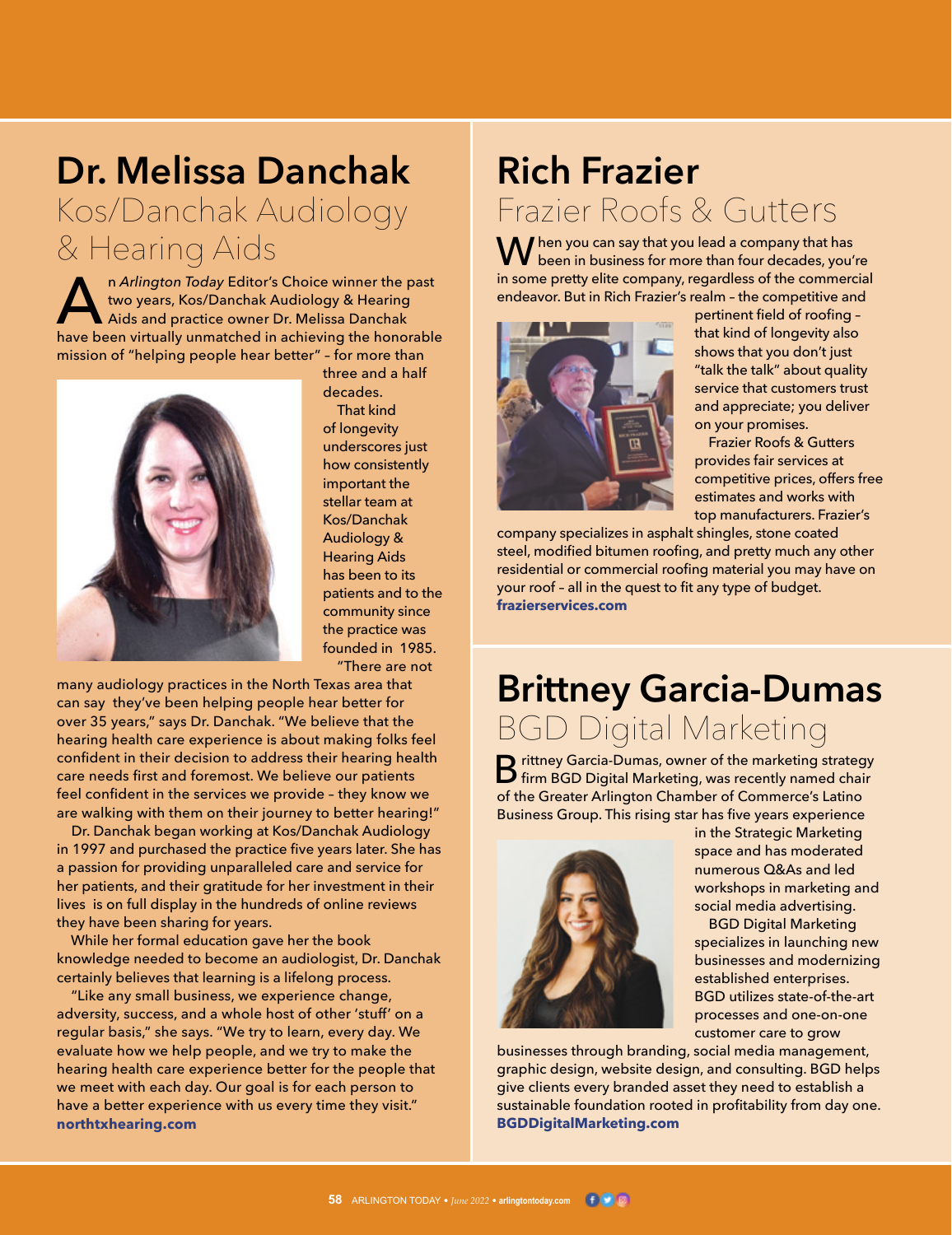## Dr. Melissa Danchak

### Kos/Danchak Audiology & Hearing Aids

An *Arlington Today* Editor's Choice winner the past two years, Kos/Danchak Audiology & Hearing Aids and practice owner Dr. Melissa Danchak have been virtually unmatched in achieving the honorable mission of "helping people hear better" – for more than three and a half decades.

That kind of longevity underscores just how consistently important the stellar team at Kos/Danchak Audiology & Hearing Aids has been to its patients and to the community since the practice was founded in 1985.

"There are not many audiology practices in the North Texas area that can say they've been helping people hear better for over 35 years," says Dr. Danchak. "We believe that the hearing health care experience is about making folks feel confident in their decision to address their hearing health care needs first and foremost. We believe our patients feel confident in the services we provide – they know we are walking with them on their journey to better hearing!"

Dr. Danchak began working at Kos/Danchak Audiology in 1997 and purchased the practice five years later. She has a passion for providing unparalleled care and service for her patients, and their gratitude for her investment in their lives is on full display in the hundreds of online reviews they have been sharing for years.

While her formal education gave her the book knowledge needed to become an audiologist, Dr. Danchak certainly believes that learning is a lifelong process.

"Like any small business, we experience change, adversity, success, and a whole host of other 'stuff' on a regular basis," she says. "We try to learn, every day. We evaluate how we help people, and we try to make the hearing health care experience better for the people that we meet with each day. Our goal is for each person to have a better experience with us every time they visit."

**northtxhearing.com**

## Rich Frazier

### Frazier Roofs & Gutters

When you can say that you lead a company that has been in business for more than four decades, you're in some pretty elite company, regardless of the commercial endeavor. But in Rich Frazier's realm – the competitive and pertinent field of roofing – that kind of longevity also shows that you don't just "talk the talk" about quality service that customers trust and appreciate; you deliver on your promises.

Frazier Roofs & Gutters provides fair services at competitive prices, offers free estimates and works with top manufacturers. Frazier's company specializes in asphalt shingles, stone coated steel, modified bitumen roofing, and pretty much any other residential or commercial roofing material you may have on your roof – all in the quest to fit any type of budget.

**frazierservices.com**

## Brittney Garcia-Dumas

### BGD Digital Marketing

Brittney Garcia-Dumas, owner of the marketing strategy firm BGD Digital Marketing, was recently named chair of the Greater Arlington Chamber of Commerce's Latino Business Group. This rising star has five years experience in the Strategic Marketing space and has moderated numerous Q&As and led workshops in marketing and social media advertising.

BGD Digital Marketing specializes in launching new businesses and modernizing established enterprises. BGD utilizes state-of-the-art processes and one-on-one customer care to grow businesses through branding, social media management, graphic design, website design, and consulting. BGD helps give clients every branded asset they need to establish a sustainable foundation rooted in profitability from day one.

**BGDDigitalMarketing.com**